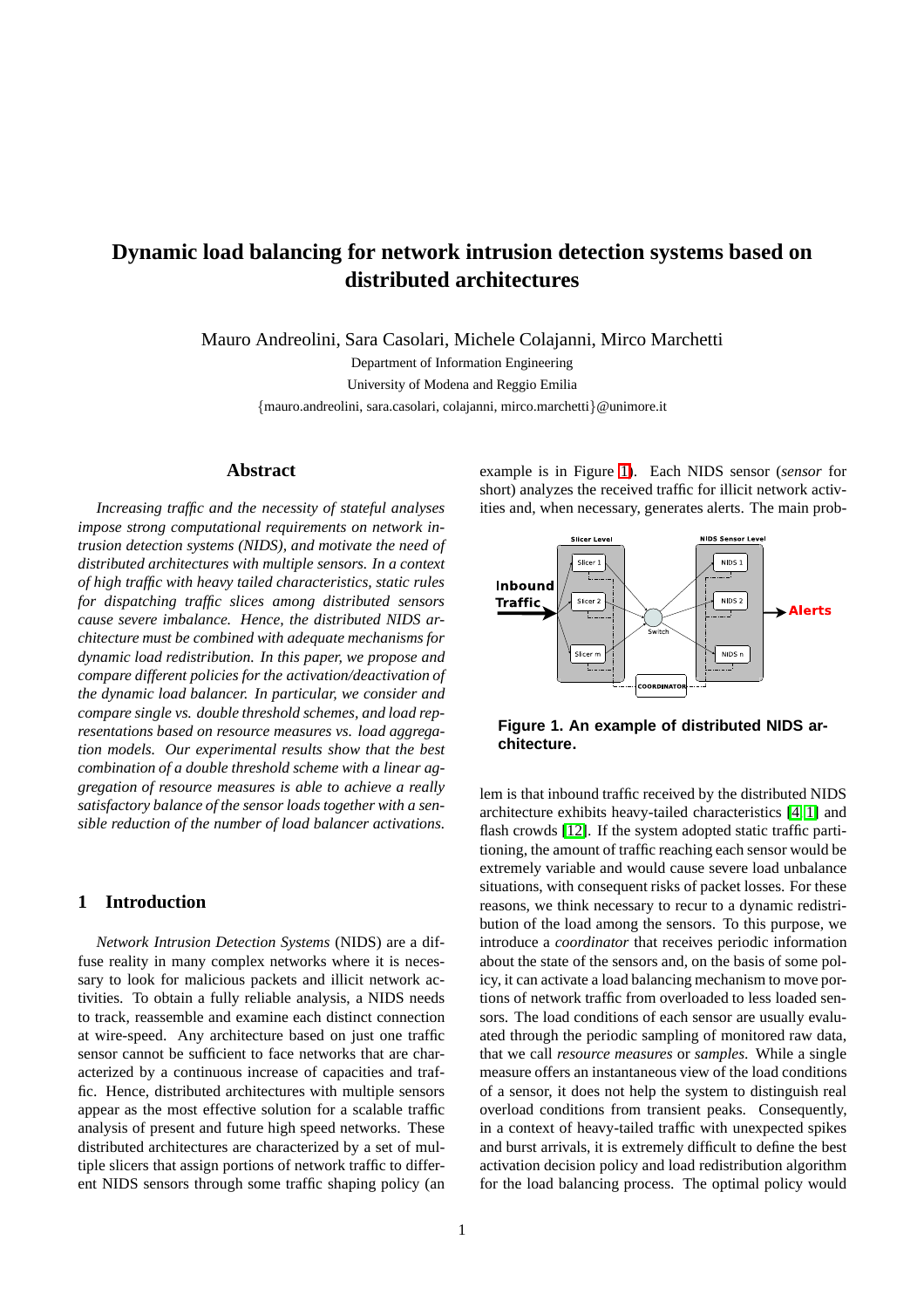# Dynamic load balancing for network intrusion detection systems based on distributed architectures

Mauro Andreolini, Sara Casolari, Michele Colajanni, Mirco Marchetti

Department of Information Engineering

University of Modena and Reggio Emilia

{mauro.andreolini, sara.casolari, colajanni, mirco.marchetti}@unimore.it

## Abstract

*Increasing traffic and the necessity of stateful analyses impose strong computational requirements on network intrusion detection systems (NIDS), and motivate the need of distributed architectures with multiple sensors. In a context of high traffic with heavy tailed characteristics, static rules for dispatching traffic slices among distributed sensors cause severe imbalance. Hence, the distributed NIDS architecture must be combined with adequate mechanisms for dynamic load redistribution. In this paper, we propose and compare different policies for the activation/deactivation of the dynamic load balancer. In particular, we consider and compare single vs. double threshold schemes, and load representations based on resource measures vs. load aggregation models. Our experimental results show that the best combination of a double threshold scheme with a linear aggregation of resource measures is able to achieve a really satisfactory balance of the sensor loads together with a sensible reduction of the number of load balancer activations.*

## 1 Introduction

*Network Intrusion Detection Systems* (NIDS) are a diffuse reality in many complex networks where it is necessary to look for malicious packets and illicit network activities. To obtain a fully reliable analysis, a NIDS needs to track, reassemble and examine each distinct connection at wire-speed. Any architecture based on just one traffic sensor cannot be sufficient to face networks that are characterized by a continuous increase of capacities and traffic. Hence, distributed architectures with multiple sensors appear as the most effective solution for a scalable traffic analysis of present and future high speed networks. These distributed architectures are characterized by a set of multiple slicers that assign portions of network traffic to different NIDS sensors through some traffic shaping policy (an example is in Figure 1). Each NIDS sensor (*sensor* for short) analyzes the received traffic for illicit network activities and, when necessary, generates alerts. The main problem is that inbound traffic received by the distributed NIDS architecture exhibits heavy-tailed characteristics [4, 1] and flash crowds [12]. If the system adopted static traffic partitioning, the amount of traffic reaching each sensor would be extremely variable and would cause severe load unbalance situations, with consequent risks of packet losses. For these reasons, we think necessary to recur to a dynamic redistribution of the load among the sensors. To this purpose, we introduce a *coordinator* that receives periodic information about the state of the sensors and, on the basis of some policy, it can activate a load balancing mechanism to move portions of network traffic from overloaded to less loaded sensors. The load conditions of each sensor are usually evaluated through the periodic sampling of monitored raw data, that we call *resource measures* or *samples*. While a single measure offers an instantaneous view of the load conditions of a sensor, it does not help the system to distinguish real overload conditions from transient peaks. Consequently, in a context of heavy-tailed traffic with unexpected spikes and burst arrivals, it is extremely difficult to define the best activation decision policy and load redistribution algorithm for the load balancing process. The optimal policy would

Slicer Level

NIDS Sensor Level

Inbound Traffic

Slicer 1

Slicer 2

Slicer m

Switch

NIDS 1

NIDS 2

NIDS n

COORDINATOR

Alerts

**Figure 1. An example of distributed NIDS architecture.**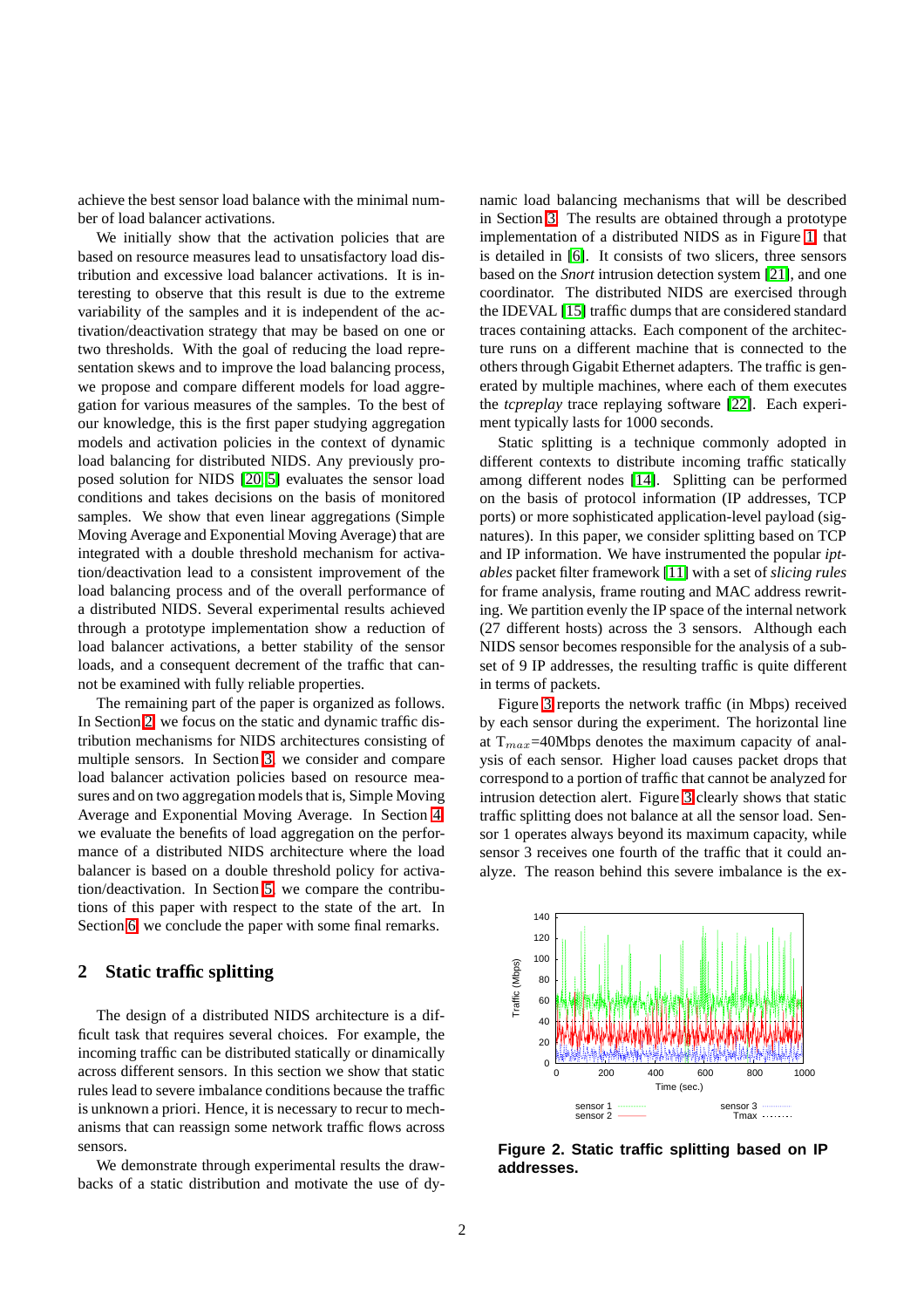achieve the best sensor load balance with the minimal number of load balancer activations.

We initially show that the activation policies that are based on resource measures lead to unsatisfactory load distribution and excessive load balancer activations. It is interesting to observe that this result is due to the extreme variability of the samples and it is independent of the activation/deactivation strategy that may be based on one or two thresholds. With the goal of reducing the load representation skews and to improve the load balancing process, we propose and compare different models for load aggregation for various measures of the samples. To the best of our knowledge, this is the first paper studying aggregation models and activation policies in the context of dynamic load balancing for distributed NIDS. Any previously proposed solution for NIDS [20, 5] evaluates the sensor load conditions and takes decisions on the basis of monitored samples. We show that even linear aggregations (Simple Moving Average and Exponential Moving Average) that are integrated with a double threshold mechanism for activation/deactivation lead to a consistent improvement of the load balancing process and of the overall performance of a distributed NIDS. Several experimental results achieved through a prototype implementation show a reduction of load balancer activations, a better stability of the sensor loads, and a consequent decrement of the traffic that cannot be examined with fully reliable properties.

The remaining part of the paper is organized as follows. In Section 2, we focus on the static and dynamic traffic distribution mechanisms for NIDS architectures consisting of multiple sensors. In Section 3, we consider and compare load balancer activation policies based on resource measures and on two aggregation models that is, Simple Moving Average and Exponential Moving Average. In Section 4, we evaluate the benefits of load aggregation on the performance of a distributed NIDS architecture where the load balancer is based on a double threshold policy for activation/deactivation. In Section 5, we compare the contributions of this paper with respect to the state of the art. In Section 6, we conclude the paper with some final remarks.

## 2 Static traffic splitting

The design of a distributed NIDS architecture is a difficult task that requires several choices. For example, the incoming traffic can be distributed statically or dynamically across different sensors. In this section we show that static rules lead to severe imbalance conditions because the traffic is unknown a priori. Hence, it is necessary to recur to mechanisms that can reassign some network traffic flows across sensors.

We demonstrate through experimental results the drawbacks of a static distribution and motivate the use of dynamic load balancing mechanisms that will be described in Section 3. The results are obtained through a prototype implementation of a distributed NIDS as in Figure 1, that is detailed in [6]. It consists of two slicers, three sensors based on the *Snort* intrusion detection system [21], and one coordinator. The distributed NIDS are exercised through the IDEVAL [15] traffic dumps that are considered standard traces containing attacks. Each component of the architecture runs on a different machine that is connected to the others through Gigabit Ethernet adapters. The traffic is generated by multiple machines, where each of them executes the *tcpreplay* trace replaying software [22]. Each experiment typically lasts for 1000 seconds.

Static splitting is a technique commonly adopted in different contexts to distribute incoming traffic statically among different nodes [14]. Splitting can be performed on the basis of protocol information (IP addresses, TCP ports) or more sophisticated application-level payload (signatures). In this paper, we consider splitting based on TCP and IP information. We have instrumented the popular *iptables* packet filter framework [11] with a set of *slicing rules* for frame analysis, frame routing and MAC address rewriting. We partition evenly the IP space of the internal network (27 different hosts) across the 3 sensors. Although each NIDS sensor becomes responsible for the analysis of a subset of 9 IP addresses, the resulting traffic is quite different in terms of packets.

Figure 3 reports the network traffic (in Mbps) received by each sensor during the experiment. The horizontal line at $T_{max}$=40Mbps denotes the maximum capacity of analysis of each sensor. Higher load causes packet drops that correspond to a portion of traffic that cannot be analyzed for intrusion detection alert. Figure 3 clearly shows that static traffic splitting does not balance at all the sensor load. Sensor 1 operates always beyond its maximum capacity, while sensor 3 receives one fourth of the traffic that it could analyze. The reason behind this severe imbalance is the ex-

Traffic (Mbps)
140
120
100
80
60
40
20
0
0
200
400
600
800
1000
Time (sec.)
sensor 1
sensor 2
sensor 3
Tmax

**Figure 2. Static traffic splitting based on IP addresses.**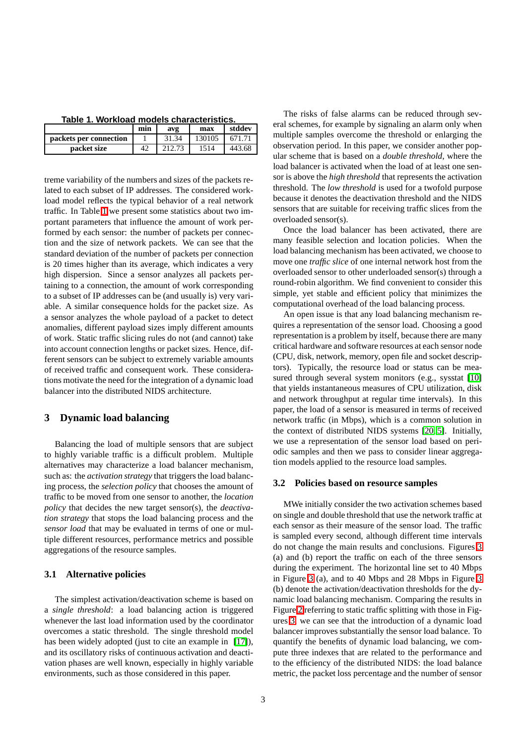**Table 1. Workload models characteristics.**

| | min | avg | max | stddev |
|---|---|---|---|---|
| **packets per connection** | 1 | 31.34 | 130105 | 671.71 |
| **packet size** | 42 | 212.73 | 1514 | 443.68 |

treme variability of the numbers and sizes of the packets related to each subset of IP addresses. The considered workload model reflects the typical behavior of a real network traffic. In Table 1 we present some statistics about two important parameters that influence the amount of work performed by each sensor: the number of packets per connection and the size of network packets. We can see that the standard deviation of the number of packets per connection is 20 times higher than its average, which indicates a very high dispersion. Since a sensor analyzes all packets pertaining to a connection, the amount of work corresponding to a subset of IP addresses can be (and usually is) very variable. A similar consequence holds for the packet size. As a sensor analyzes the whole payload of a packet to detect anomalies, different payload sizes imply different amounts of work. Static traffic slicing rules do not (and cannot) take into account connection lengths or packet sizes. Hence, different sensors can be subject to extremely variable amounts of received traffic and consequent work. These considerations motivate the need for the integration of a dynamic load balancer into the distributed NIDS architecture.

## 3 Dynamic load balancing

Balancing the load of multiple sensors that are subject to highly variable traffic is a difficult problem. Multiple alternatives may characterize a load balancer mechanism, such as: the *activation strategy* that triggers the load balancing process, the *selection policy* that chooses the amount of traffic to be moved from one sensor to another, the *location policy* that decides the new target sensor(s), the *deactivation strategy* that stops the load balancing process and the *sensor load* that may be evaluated in terms of one or multiple different resources, performance metrics and possible aggregations of the resource samples.

### 3.1 Alternative policies

The simplest activation/deactivation scheme is based on a *single threshold*: a load balancing action is triggered whenever the last load information used by the coordinator overcomes a static threshold. The single threshold model has been widely adopted (just to cite an example in [17]), and its oscillatory risks of continuous activation and deactivation phases are well known, especially in highly variable environments, such as those considered in this paper.

The risks of false alarms can be reduced through several schemes, for example by signaling an alarm only when multiple samples overcome the threshold or enlarging the observation period. In this paper, we consider another popular scheme that is based on a *double threshold*, where the load balancer is activated when the load of at least one sensor is above the *high threshold* that represents the activation threshold. The *low threshold* is used for a twofold purpose because it denotes the deactivation threshold and the NIDS sensors that are suitable for receiving traffic slices from the overloaded sensor(s).

Once the load balancer has been activated, there are many feasible selection and location policies. When the load balancing mechanism has been activated, we choose to move one *traffic slice* of one internal network host from the overloaded sensor to other underloaded sensor(s) through a round-robin algorithm. We find convenient to consider this simple, yet stable and efficient policy that minimizes the computational overhead of the load balancing process.

An open issue is that any load balancing mechanism requires a representation of the sensor load. Choosing a good representation is a problem by itself, because there are many critical hardware and software resources at each sensor node (CPU, disk, network, memory, open file and socket descriptors). Typically, the resource load or status can be measured through several system monitors (e.g., sysstat [10] that yields instantaneous measures of CPU utilization, disk and network throughput at regular time intervals). In this paper, the load of a sensor is measured in terms of received network traffic (in Mbps), which is a common solution in the context of distributed NIDS systems [20, 5]. Initially, we use a representation of the sensor load based on periodic samples and then we pass to consider linear aggregation models applied to the resource load samples.

### 3.2 Policies based on resource samples

MWe initially consider the two activation schemes based on single and double threshold that use the network traffic at each sensor as their measure of the sensor load. The traffic is sampled every second, although different time intervals do not change the main results and conclusions. Figures 3 (a) and (b) report the traffic on each of the three sensors during the experiment. The horizontal line set to 40 Mbps in Figure 3 (a), and to 40 Mbps and 28 Mbps in Figure 3 (b) denote the activation/deactivation thresholds for the dynamic load balancing mechanism. Comparing the results in Figure 2 referring to static traffic splitting with those in Figures 3, we can see that the introduction of a dynamic load balancer improves substantially the sensor load balance. To quantify the benefits of dynamic load balancing, we compute three indexes that are related to the performance and to the efficiency of the distributed NIDS: the load balance metric, the packet loss percentage and the number of sensor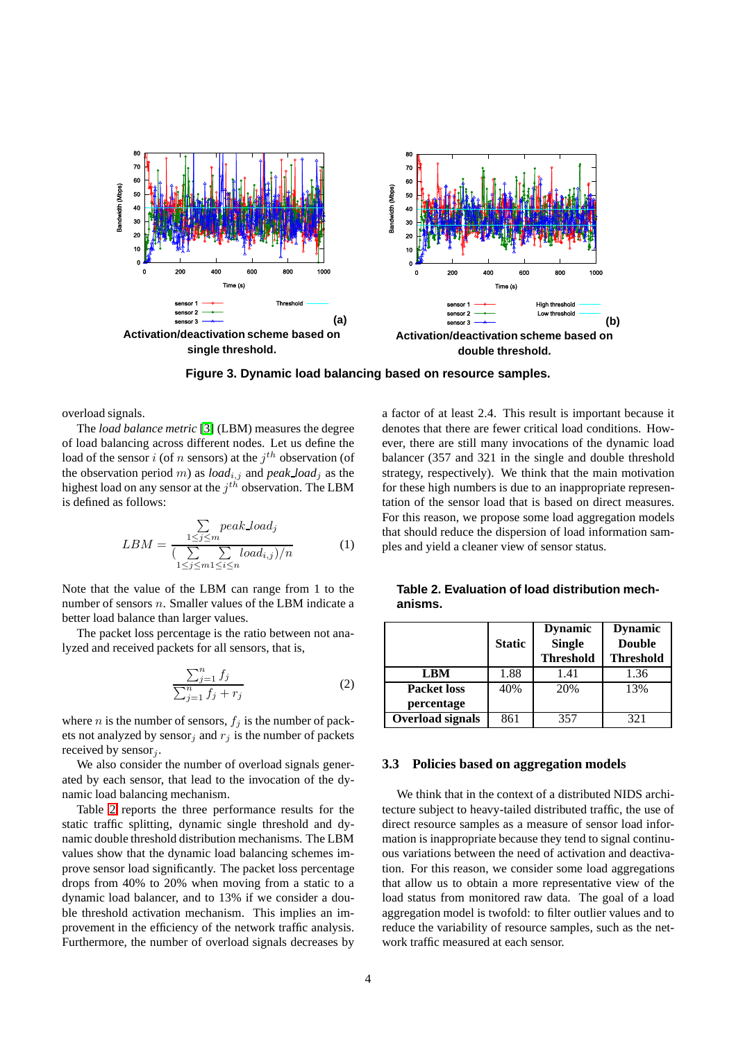(a) Activation/deactivation scheme based on single threshold.

(b) Activation/deactivation scheme based on double threshold.

**Figure 3. Dynamic load balancing based on resource samples.**

overload signals.

The *load balance metric* [3] (LBM) measures the degree of load balancing across different nodes. Let us define the load of the sensor $i$ (of $n$ sensors) at the $j^{th}$ observation (of the observation period $m$) as $load_{i,j}$ and $peak\_load_j$ as the highest load on any sensor at the $j^{th}$ observation. The LBM is defined as follows:

$$LBM = \frac{\sum_{1 \leq j \leq m} peak\_load_j}{(\sum_{1 \leq j \leq m} \sum_{1 \leq i \leq n} load_{i,j})/n} \quad (1)$$

Note that the value of the LBM can range from 1 to the number of sensors $n$. Smaller values of the LBM indicate a better load balance than larger values.

The packet loss percentage is the ratio between not analyzed and received packets for all sensors, that is,

$$\frac{\sum_{j=1}^{n} f_j}{\sum_{j=1}^{n} f_j + r_j} \quad (2)$$

where $n$ is the number of sensors, $f_j$ is the number of packets not analyzed by sensor$_j$ and $r_j$ is the number of packets received by sensor$_j$.

We also consider the number of overload signals generated by each sensor, that lead to the invocation of the dynamic load balancing mechanism.

Table 2 reports the three performance results for the static traffic splitting, dynamic single threshold and dynamic double threshold distribution mechanisms. The LBM values show that the dynamic load balancing schemes improve sensor load significantly. The packet loss percentage drops from 40% to 20% when moving from a static to a dynamic load balancer, and to 13% if we consider a double threshold activation mechanism. This implies an improvement in the efficiency of the network traffic analysis. Furthermore, the number of overload signals decreases by a factor of at least 2.4. This result is important because it denotes that there are fewer critical load conditions. However, there are still many invocations of the dynamic load balancer (357 and 321 in the single and double threshold strategy, respectively). We think that the main motivation for these high numbers is due to an inappropriate representation of the sensor load that is based on direct measures. For this reason, we propose some load aggregation models that should reduce the dispersion of load information samples and yield a cleaner view of sensor status.

**Table 2. Evaluation of load distribution mechanisms.**

| | Static | Dynamic Single Threshold | Dynamic Double Threshold |
|---|---|---|---|
| **LBM** | 1.88 | 1.41 | 1.36 |
| **Packet loss percentage** | 40% | 20% | 13% |
| **Overload signals** | 861 | 357 | 321 |

### 3.3 Policies based on aggregation models

We think that in the context of a distributed NIDS architecture subject to heavy-tailed distributed traffic, the use of direct resource samples as a measure of sensor load information is inappropriate because they tend to signal continuous variations between the need of activation and deactivation. For this reason, we consider some load aggregations that allow us to obtain a more representative view of the load status from monitored raw data. The goal of a load aggregation model is twofold: to filter outlier values and to reduce the variability of resource samples, such as the network traffic measured at each sensor.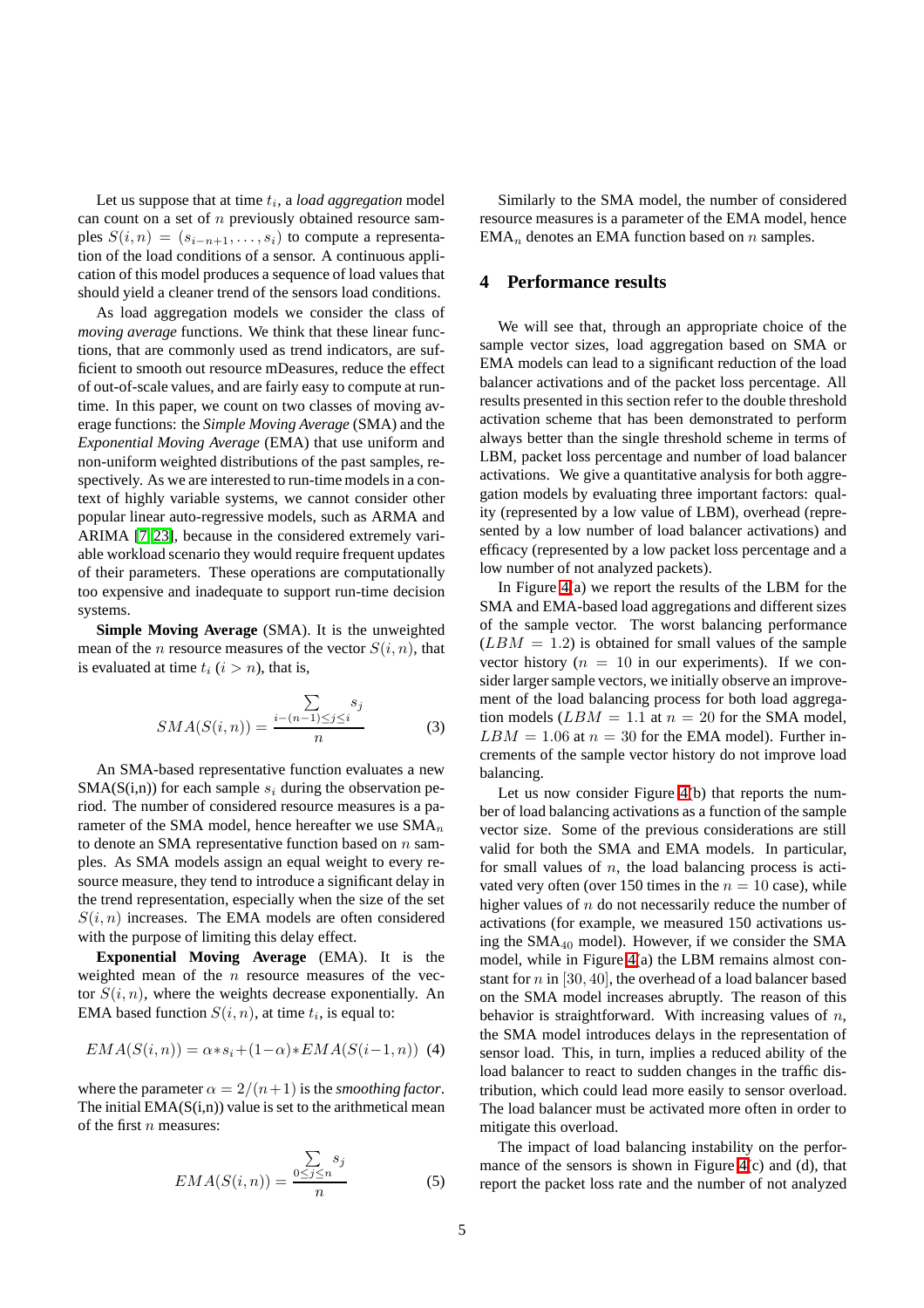Let us suppose that at time $t_i$, a *load aggregation* model can count on a set of $n$ previously obtained resource samples $S(i, n) = (s_{i-n+1}, \ldots, s_i)$ to compute a representation of the load conditions of a sensor. A continuous application of this model produces a sequence of load values that should yield a cleaner trend of the sensors load conditions.

As load aggregation models we consider the class of *moving average* functions. We think that these linear functions, that are commonly used as trend indicators, are sufficient to smooth out resource mDeasures, reduce the effect of out-of-scale values, and are fairly easy to compute at runtime. In this paper, we count on two classes of moving average functions: the *Simple Moving Average* (SMA) and the *Exponential Moving Average* (EMA) that use uniform and non-uniform weighted distributions of the past samples, respectively. As we are interested to run-time models in a context of highly variable systems, we cannot consider other popular linear auto-regressive models, such as ARMA and ARIMA [7, 23], because in the considered extremely variable workload scenario they would require frequent updates of their parameters. These operations are computationally too expensive and inadequate to support run-time decision systems.

**Simple Moving Average** (SMA). It is the unweighted mean of the $n$ resource measures of the vector $S(i, n)$, that is evaluated at time $t_i$ ($i > n$), that is,

$$SMA(S(i, n)) = \frac{\sum\limits_{i-(n-1) \leq j \leq i} s_j}{n} \quad (3)$$

An SMA-based representative function evaluates a new SMA(S(i,n)) for each sample $s_i$ during the observation period. The number of considered resource measures is a parameter of the SMA model, hence hereafter we use $\text{SMA}_n$ to denote an SMA representative function based on $n$ samples. As SMA models assign an equal weight to every resource measure, they tend to introduce a significant delay in the trend representation, especially when the size of the set $S(i, n)$ increases. The EMA models are often considered with the purpose of limiting this delay effect.

**Exponential Moving Average** (EMA). It is the weighted mean of the $n$ resource measures of the vector $S(i, n)$, where the weights decrease exponentially. An EMA based function $S(i, n)$, at time $t_i$, is equal to:

$$EMA(S(i, n)) = \alpha * s_i + (1-\alpha) * EMA(S(i-1, n)) \quad (4)$$

where the parameter $\alpha = 2/(n+1)$ is the *smoothing factor*. The initial EMA(S(i,n)) value is set to the arithmetical mean of the first $n$ measures:

$$EMA(S(i, n)) = \frac{\sum\limits_{0 \leq j \leq n} s_j}{n} \quad (5)$$

Similarly to the SMA model, the number of considered resource measures is a parameter of the EMA model, hence $\text{EMA}_n$ denotes an EMA function based on $n$ samples.

## 4 Performance results

We will see that, through an appropriate choice of the sample vector sizes, load aggregation based on SMA or EMA models can lead to a significant reduction of the load balancer activations and of the packet loss percentage. All results presented in this section refer to the double threshold activation scheme that has been demonstrated to perform always better than the single threshold scheme in terms of LBM, packet loss percentage and number of load balancer activations. We give a quantitative analysis for both aggregation models by evaluating three important factors: quality (represented by a low value of LBM), overhead (represented by a low number of load balancer activations) and efficacy (represented by a low packet loss percentage and a low number of not analyzed packets).

In Figure 4(a) we report the results of the LBM for the SMA and EMA-based load aggregations and different sizes of the sample vector. The worst balancing performance ($LBM = 1.2$) is obtained for small values of the sample vector history ($n = 10$ in our experiments). If we consider larger sample vectors, we initially observe an improvement of the load balancing process for both load aggregation models ($LBM = 1.1$ at $n = 20$ for the SMA model, $LBM = 1.06$ at $n = 30$ for the EMA model). Further increments of the sample vector history do not improve load balancing.

Let us now consider Figure 4(b) that reports the number of load balancing activations as a function of the sample vector size. Some of the previous considerations are still valid for both the SMA and EMA models. In particular, for small values of $n$, the load balancing process is activated very often (over 150 times in the $n = 10$ case), while higher values of $n$ do not necessarily reduce the number of activations (for example, we measured 150 activations using the $\text{SMA}_{40}$ model). However, if we consider the SMA model, while in Figure 4(a) the LBM remains almost constant for $n$ in $[30, 40]$, the overhead of a load balancer based on the SMA model increases abruptly. The reason of this behavior is straightforward. With increasing values of $n$, the SMA model introduces delays in the representation of sensor load. This, in turn, implies a reduced ability of the load balancer to react to sudden changes in the traffic distribution, which could lead more easily to sensor overload. The load balancer must be activated more often in order to mitigate this overload.

The impact of load balancing instability on the performance of the sensors is shown in Figure 4(c) and (d), that report the packet loss rate and the number of not analyzed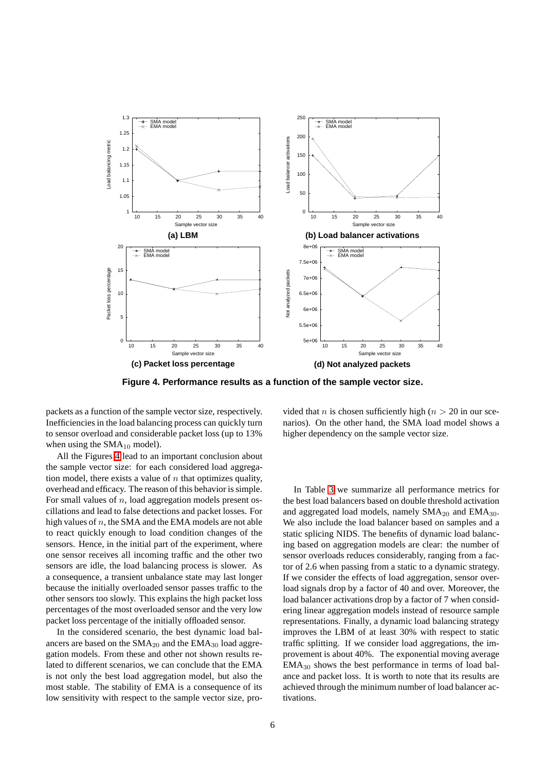Figure 4. Performance results as a function of the sample vector size.

packets as a function of the sample vector size, respectively. Inefficiencies in the load balancing process can quickly turn to sensor overload and considerable packet loss (up to 13% when using the $SMA_{10}$ model).

All the Figures 4 lead to an important conclusion about the sample vector size: for each considered load aggregation model, there exists a value of $n$ that optimizes quality, overhead and efficacy. The reason of this behavior is simple. For small values of $n$, load aggregation models present oscillations and lead to false detections and packet losses. For high values of $n$, the SMA and the EMA models are not able to react quickly enough to load condition changes of the sensors. Hence, in the initial part of the experiment, where one sensor receives all incoming traffic and the other two sensors are idle, the load balancing process is slower. As a consequence, a transient unbalance state may last longer because the initially overloaded sensor passes traffic to the other sensors too slowly. This explains the high packet loss percentages of the most overloaded sensor and the very low packet loss percentage of the initially offloaded sensor.

In the considered scenario, the best dynamic load balancers are based on the $SMA_{20}$ and the $EMA_{30}$ load aggregation models. From these and other not shown results related to different scenarios, we can conclude that the EMA is not only the best load aggregation model, but also the most stable. The stability of EMA is a consequence of its low sensitivity with respect to the sample vector size, provided that $n$ is chosen sufficiently high ($n > 20$ in our scenarios). On the other hand, the SMA load model shows a higher dependency on the sample vector size.

In Table 3 we summarize all performance metrics for the best load balancers based on double threshold activation and aggregated load models, namely $SMA_{20}$ and $EMA_{30}$. We also include the load balancer based on samples and a static splicing NIDS. The benefits of dynamic load balancing based on aggregation models are clear: the number of sensor overloads reduces considerably, ranging from a factor of 2.6 when passing from a static to a dynamic strategy. If we consider the effects of load aggregation, sensor overload signals drop by a factor of 40 and over. Moreover, the load balancer activations drop by a factor of 7 when considering linear aggregation models instead of resource sample representations. Finally, a dynamic load balancing strategy improves the LBM of at least 30% with respect to static traffic splitting. If we consider load aggregations, the improvement is about 40%. The exponential moving average $EMA_{30}$ shows the best performance in terms of load balance and packet loss. It is worth to note that its results are achieved through the minimum number of load balancer activations.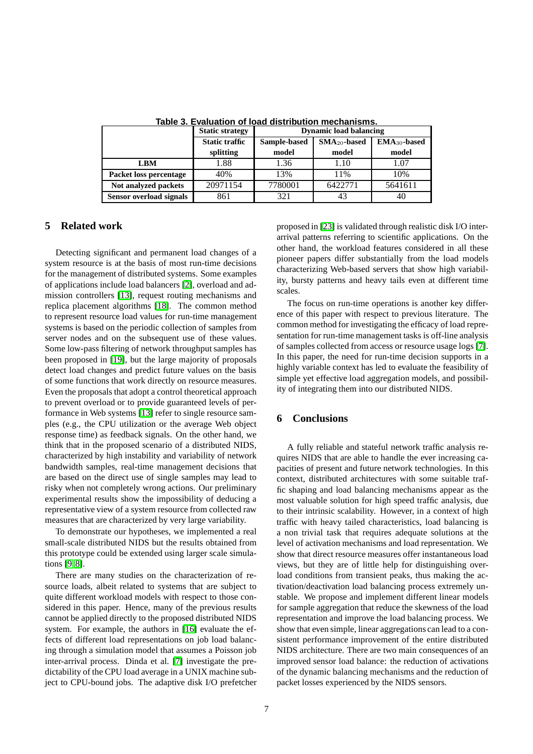Table 3. Evaluation of load distribution mechanisms.

| | Static strategy | Dynamic load balancing | | |
|---|---|---|---|---|
| | Static traffic splitting | Sample-based model | $SMA_{20}$-based model | $EMA_{30}$-based model |
| **LBM** | 1.88 | 1.36 | 1.10 | 1.07 |
| **Packet loss percentage** | 40% | 13% | 11% | 10% |
| **Not analyzed packets** | 20971154 | 7780001 | 6422771 | 5641611 |
| **Sensor overload signals** | 861 | 321 | 43 | 40 |

## 5 Related work

Detecting significant and permanent load changes of a system resource is at the basis of most run-time decisions for the management of distributed systems. Some examples of applications include load balancers [2], overload and admission controllers [13], request routing mechanisms and replica placement algorithms [18]. The common method to represent resource load values for run-time management systems is based on the periodic collection of samples from server nodes and on the subsequent use of these values. Some low-pass filtering of network throughput samples has been proposed in [19], but the large majority of proposals detect load changes and predict future values on the basis of some functions that work directly on resource measures. Even the proposals that adopt a control theoretical approach to prevent overload or to provide guaranteed levels of performance in Web systems [13] refer to single resource samples (e.g., the CPU utilization or the average Web object response time) as feedback signals. On the other hand, we think that in the proposed scenario of a distributed NIDS, characterized by high instability and variability of network bandwidth samples, real-time management decisions that are based on the direct use of single samples may lead to risky when not completely wrong actions. Our preliminary experimental results show the impossibility of deducing a representative view of a system resource from collected raw measures that are characterized by very large variability.

To demonstrate our hypotheses, we implemented a real small-scale distributed NIDS but the results obtained from this prototype could be extended using larger scale simulations [9, 8].

There are many studies on the characterization of resource loads, albeit related to systems that are subject to quite different workload models with respect to those considered in this paper. Hence, many of the previous results cannot be applied directly to the proposed distributed NIDS system. For example, the authors in [16] evaluate the effects of different load representations on job load balancing through a simulation model that assumes a Poisson job inter-arrival process. Dinda et al. [7] investigate the predictability of the CPU load average in a UNIX machine subject to CPU-bound jobs. The adaptive disk I/O prefetcher proposed in [23] is validated through realistic disk I/O inter-arrival patterns referring to scientific applications. On the other hand, the workload features considered in all these pioneer papers differ substantially from the load models characterizing Web-based servers that show high variability, bursty patterns and heavy tails even at different time scales.

The focus on run-time operations is another key difference of this paper with respect to previous literature. The common method for investigating the efficacy of load representation for run-time management tasks is off-line analysis of samples collected from access or resource usage logs [7]. In this paper, the need for run-time decision supports in a highly variable context has led to evaluate the feasibility of simple yet effective load aggregation models, and possibility of integrating them into our distributed NIDS.

## 6 Conclusions

A fully reliable and stateful network traffic analysis requires NIDS that are able to handle the ever increasing capacities of present and future network technologies. In this context, distributed architectures with some suitable traffic shaping and load balancing mechanisms appear as the most valuable solution for high speed traffic analysis, due to their intrinsic scalability. However, in a context of high traffic with heavy tailed characteristics, load balancing is a non trivial task that requires adequate solutions at the level of activation mechanisms and load representation. We show that direct resource measures offer instantaneous load views, but they are of little help for distinguishing overload conditions from transient peaks, thus making the activation/deactivation load balancing process extremely unstable. We propose and implement different linear models for sample aggregation that reduce the skewness of the load representation and improve the load balancing process. We show that even simple, linear aggregations can lead to a consistent performance improvement of the entire distributed NIDS architecture. There are two main consequences of an improved sensor load balance: the reduction of activations of the dynamic balancing mechanisms and the reduction of packet losses experienced by the NIDS sensors.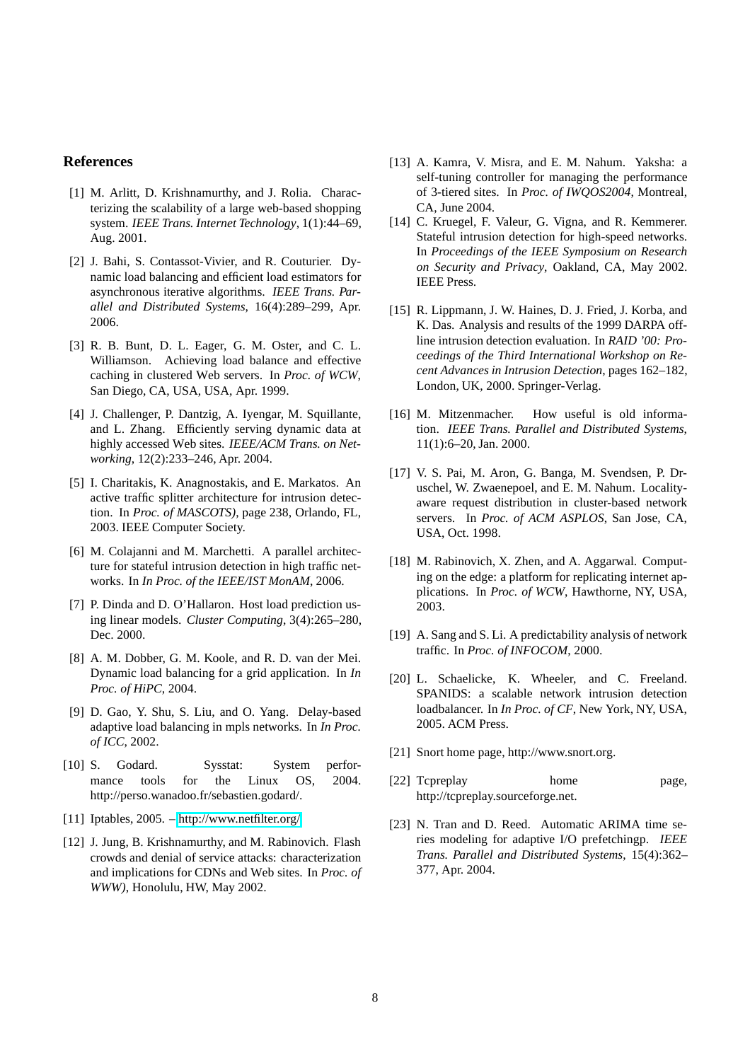## References

[1] M. Arlitt, D. Krishnamurthy, and J. Rolia. Characterizing the scalability of a large web-based shopping system. *IEEE Trans. Internet Technology*, 1(1):44–69, Aug. 2001.

[2] J. Bahi, S. Contassot-Vivier, and R. Couturier. Dynamic load balancing and efficient load estimators for asynchronous iterative algorithms. *IEEE Trans. Parallel and Distributed Systems*, 16(4):289–299, Apr. 2006.

[3] R. B. Bunt, D. L. Eager, G. M. Oster, and C. L. Williamson. Achieving load balance and effective caching in clustered Web servers. In *Proc. of WCW*, San Diego, CA, USA, USA, Apr. 1999.

[4] J. Challenger, P. Dantzig, A. Iyengar, M. Squillante, and L. Zhang. Efficiently serving dynamic data at highly accessed Web sites. *IEEE/ACM Trans. on Networking*, 12(2):233–246, Apr. 2004.

[5] I. Charitakis, K. Anagnostakis, and E. Markatos. An active traffic splitter architecture for intrusion detection. In *Proc. of MASCOTS)*, page 238, Orlando, FL, 2003. IEEE Computer Society.

[6] M. Colajanni and M. Marchetti. A parallel architecture for stateful intrusion detection in high traffic networks. In *In Proc. of the IEEE/IST MonAM*, 2006.

[7] P. Dinda and D. O'Hallaron. Host load prediction using linear models. *Cluster Computing*, 3(4):265–280, Dec. 2000.

[8] A. M. Dobber, G. M. Koole, and R. D. van der Mei. Dynamic load balancing for a grid application. In *In Proc. of HiPC*, 2004.

[9] D. Gao, Y. Shu, S. Liu, and O. Yang. Delay-based adaptive load balancing in mpls networks. In *In Proc. of ICC*, 2002.

[10] S. Godard. Sysstat: System performance tools for the Linux OS, 2004. http://perso.wanadoo.fr/sebastien.godard/.

[11] Iptables, 2005. – http://www.netfilter.org/

[12] J. Jung, B. Krishnamurthy, and M. Rabinovich. Flash crowds and denial of service attacks: characterization and implications for CDNs and Web sites. In *Proc. of WWW)*, Honolulu, HW, May 2002.

[13] A. Kamra, V. Misra, and E. M. Nahum. Yaksha: a self-tuning controller for managing the performance of 3-tiered sites. In *Proc. of IWQOS2004*, Montreal, CA, June 2004.

[14] C. Kruegel, F. Valeur, G. Vigna, and R. Kemmerer. Stateful intrusion detection for high-speed networks. In *Proceedings of the IEEE Symposium on Research on Security and Privacy*, Oakland, CA, May 2002. IEEE Press.

[15] R. Lippmann, J. W. Haines, D. J. Fried, J. Korba, and K. Das. Analysis and results of the 1999 DARPA off-line intrusion detection evaluation. In *RAID '00: Proceedings of the Third International Workshop on Recent Advances in Intrusion Detection*, pages 162–182, London, UK, 2000. Springer-Verlag.

[16] M. Mitzenmacher. How useful is old information. *IEEE Trans. Parallel and Distributed Systems*, 11(1):6–20, Jan. 2000.

[17] V. S. Pai, M. Aron, G. Banga, M. Svendsen, P. Druschel, W. Zwaenepoel, and E. M. Nahum. Locality-aware request distribution in cluster-based network servers. In *Proc. of ACM ASPLOS*, San Jose, CA, USA, Oct. 1998.

[18] M. Rabinovich, X. Zhen, and A. Aggarwal. Computing on the edge: a platform for replicating internet applications. In *Proc. of WCW*, Hawthorne, NY, USA, 2003.

[19] A. Sang and S. Li. A predictability analysis of network traffic. In *Proc. of INFOCOM*, 2000.

[20] L. Schaelicke, K. Wheeler, and C. Freeland. SPANIDS: a scalable network intrusion detection loadbalancer. In *In Proc. of CF*, New York, NY, USA, 2005. ACM Press.

[21] Snort home page, http://www.snort.org.

[22] Tcpreplay home page, http://tcpreplay.sourceforge.net.

[23] N. Tran and D. Reed. Automatic ARIMA time series modeling for adaptive I/O prefetchingp. *IEEE Trans. Parallel and Distributed Systems*, 15(4):362–377, Apr. 2004.